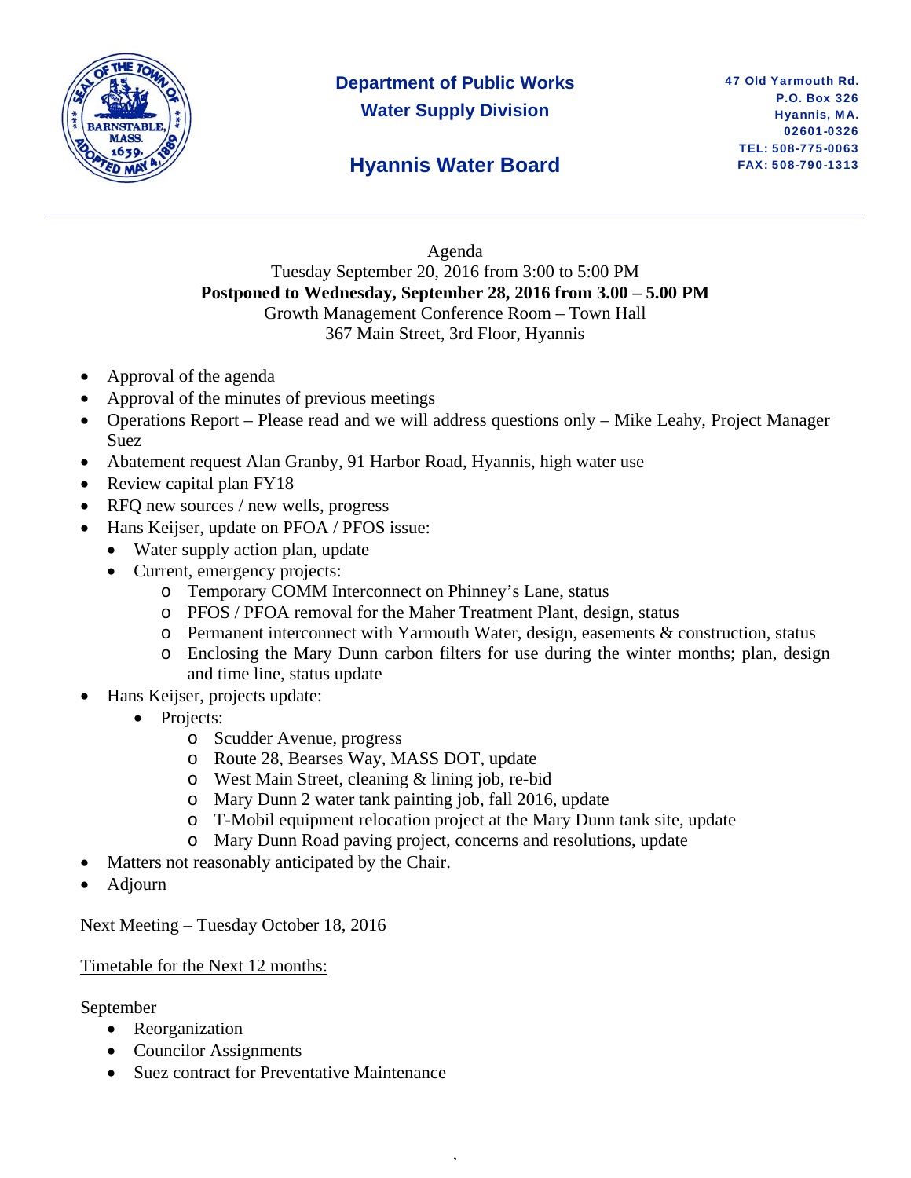**Department of Public Works**
**Water Supply Division**

## Hyannis Water Board

47 Old Yarmouth Rd.
P.O. Box 326
Hyannis, MA.
02601-0326
TEL: 508-775-0063
FAX: 508-790-1313

---

Agenda
Tuesday September 20, 2016 from 3:00 to 5:00 PM
**Postponed to Wednesday, September 28, 2016 from 3.00 – 5.00 PM**
Growth Management Conference Room – Town Hall
367 Main Street, 3rd Floor, Hyannis

- Approval of the agenda
- Approval of the minutes of previous meetings
- Operations Report – Please read and we will address questions only – Mike Leahy, Project Manager Suez
- Abatement request Alan Granby, 91 Harbor Road, Hyannis, high water use
- Review capital plan FY18
- RFQ new sources / new wells, progress
- Hans Keijser, update on PFOA / PFOS issue:
  - Water supply action plan, update
  - Current, emergency projects:
    - Temporary COMM Interconnect on Phinney's Lane, status
    - PFOS / PFOA removal for the Maher Treatment Plant, design, status
    - Permanent interconnect with Yarmouth Water, design, easements & construction, status
    - Enclosing the Mary Dunn carbon filters for use during the winter months; plan, design and time line, status update
- Hans Keijser, projects update:
  - Projects:
    - Scudder Avenue, progress
    - Route 28, Bearses Way, MASS DOT, update
    - West Main Street, cleaning & lining job, re-bid
    - Mary Dunn 2 water tank painting job, fall 2016, update
    - T-Mobil equipment relocation project at the Mary Dunn tank site, update
    - Mary Dunn Road paving project, concerns and resolutions, update
- Matters not reasonably anticipated by the Chair.
- Adjourn

Next Meeting – Tuesday October 18, 2016

Timetable for the Next 12 months:

September

- Reorganization
- Councilor Assignments
- Suez contract for Preventative Maintenance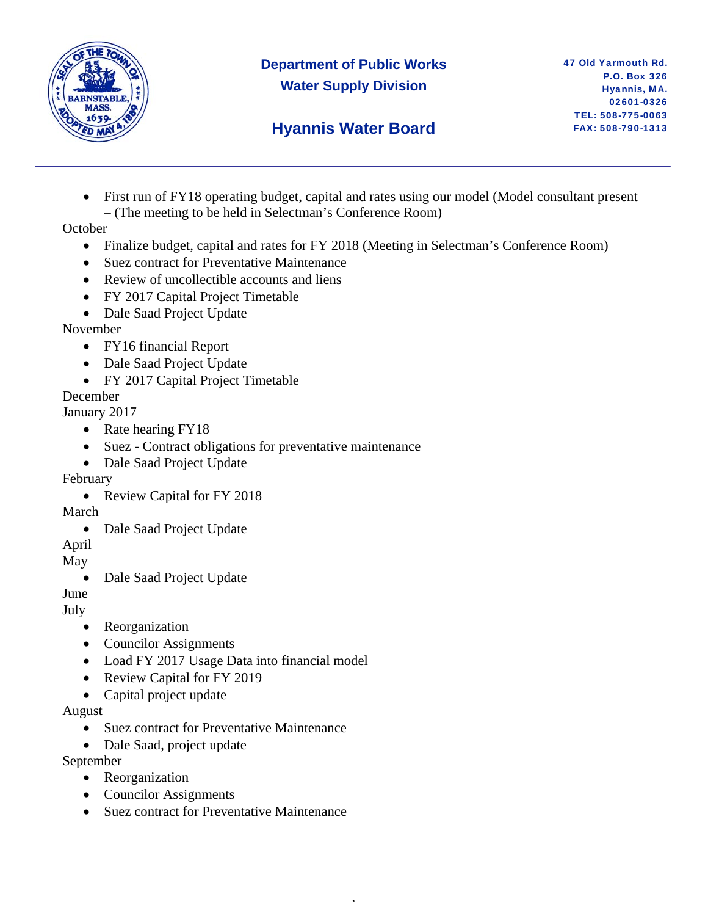- First run of FY18 operating budget, capital and rates using our model (Model consultant present – (The meeting to be held in Selectman's Conference Room)

October

- Finalize budget, capital and rates for FY 2018 (Meeting in Selectman's Conference Room)
- Suez contract for Preventative Maintenance
- Review of uncollectible accounts and liens
- FY 2017 Capital Project Timetable
- Dale Saad Project Update

November

- FY16 financial Report
- Dale Saad Project Update
- FY 2017 Capital Project Timetable

December

January 2017

- Rate hearing FY18
- Suez - Contract obligations for preventative maintenance
- Dale Saad Project Update

February

- Review Capital for FY 2018

March

- Dale Saad Project Update

April

May

- Dale Saad Project Update

June

July

- Reorganization
- Councilor Assignments
- Load FY 2017 Usage Data into financial model
- Review Capital for FY 2019
- Capital project update

August

- Suez contract for Preventative Maintenance
- Dale Saad, project update

September

- Reorganization
- Councilor Assignments
- Suez contract for Preventative Maintenance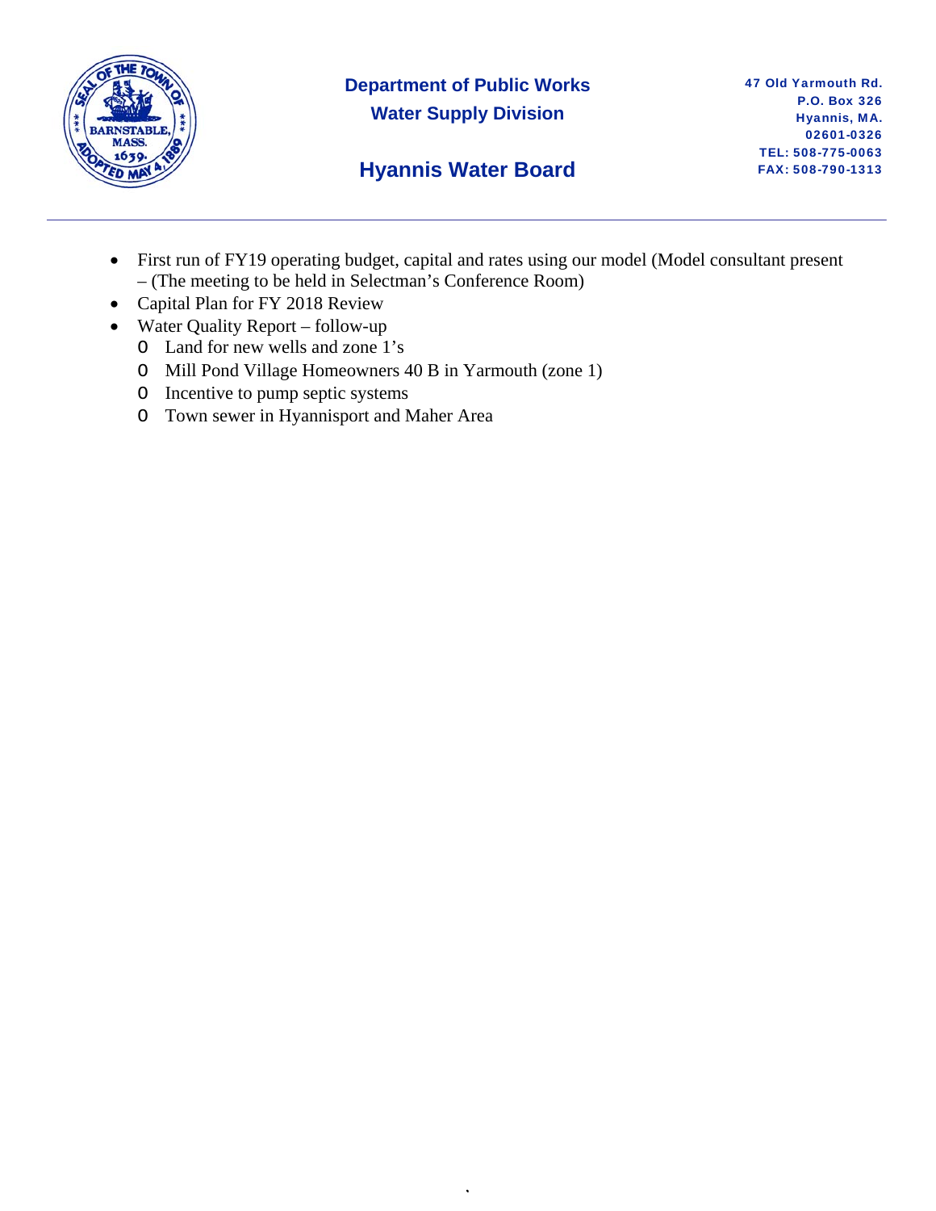# Department of Public Works
## Water Supply Division

## Hyannis Water Board

47 Old Yarmouth Rd.
P.O. Box 326
Hyannis, MA.
02601-0326
TEL: 508-775-0063
FAX: 508-790-1313

---

- First run of FY19 operating budget, capital and rates using our model (Model consultant present – (The meeting to be held in Selectman's Conference Room)
- Capital Plan for FY 2018 Review
- Water Quality Report – follow-up
  - Land for new wells and zone 1's
  - Mill Pond Village Homeowners 40 B in Yarmouth (zone 1)
  - Incentive to pump septic systems
  - Town sewer in Hyannisport and Maher Area